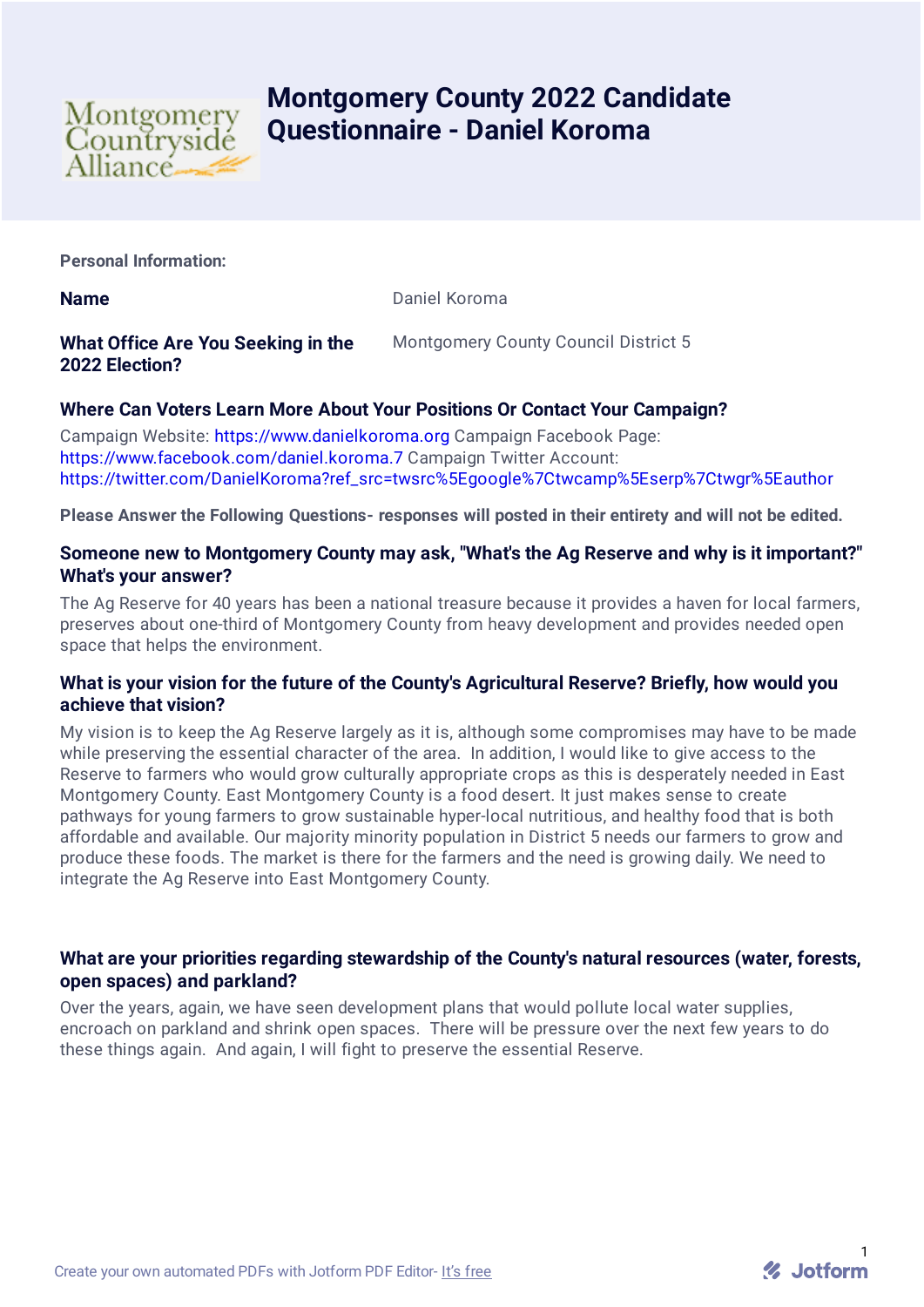# Montgomery County 2022 Candidate Questionnaire - Daniel Koroma

**Personal Information:**

**Name**

Daniel Koroma

**What Office Are You Seeking in the 2022 Election?**

Montgomery County Council District 5

**Where Can Voters Learn More About Your Positions Or Contact Your Campaign?**

Campaign Website: https://www.danielkoroma.org Campaign Facebook Page: https://www.facebook.com/daniel.koroma.7 Campaign Twitter Account: https://twitter.com/DanielKoroma?ref_src=twsrc%5Egoogle%7Ctwcamp%5Eserp%7Ctwgr%5Eauthor

**Please Answer the Following Questions- responses will posted in their entirety and will not be edited.**

**Someone new to Montgomery County may ask, "What's the Ag Reserve and why is it important?" What's your answer?**

The Ag Reserve for 40 years has been a national treasure because it provides a haven for local farmers, preserves about one-third of Montgomery County from heavy development and provides needed open space that helps the environment.

**What is your vision for the future of the County's Agricultural Reserve? Briefly, how would you achieve that vision?**

My vision is to keep the Ag Reserve largely as it is, although some compromises may have to be made while preserving the essential character of the area. In addition, I would like to give access to the Reserve to farmers who would grow culturally appropriate crops as this is desperately needed in East Montgomery County. East Montgomery County is a food desert. It just makes sense to create pathways for young farmers to grow sustainable hyper-local nutritious, and healthy food that is both affordable and available. Our majority minority population in District 5 needs our farmers to grow and produce these foods. The market is there for the farmers and the need is growing daily. We need to integrate the Ag Reserve into East Montgomery County.

**What are your priorities regarding stewardship of the County's natural resources (water, forests, open spaces) and parkland?**

Over the years, again, we have seen development plans that would pollute local water supplies, encroach on parkland and shrink open spaces. There will be pressure over the next few years to do these things again. And again, I will fight to preserve the essential Reserve.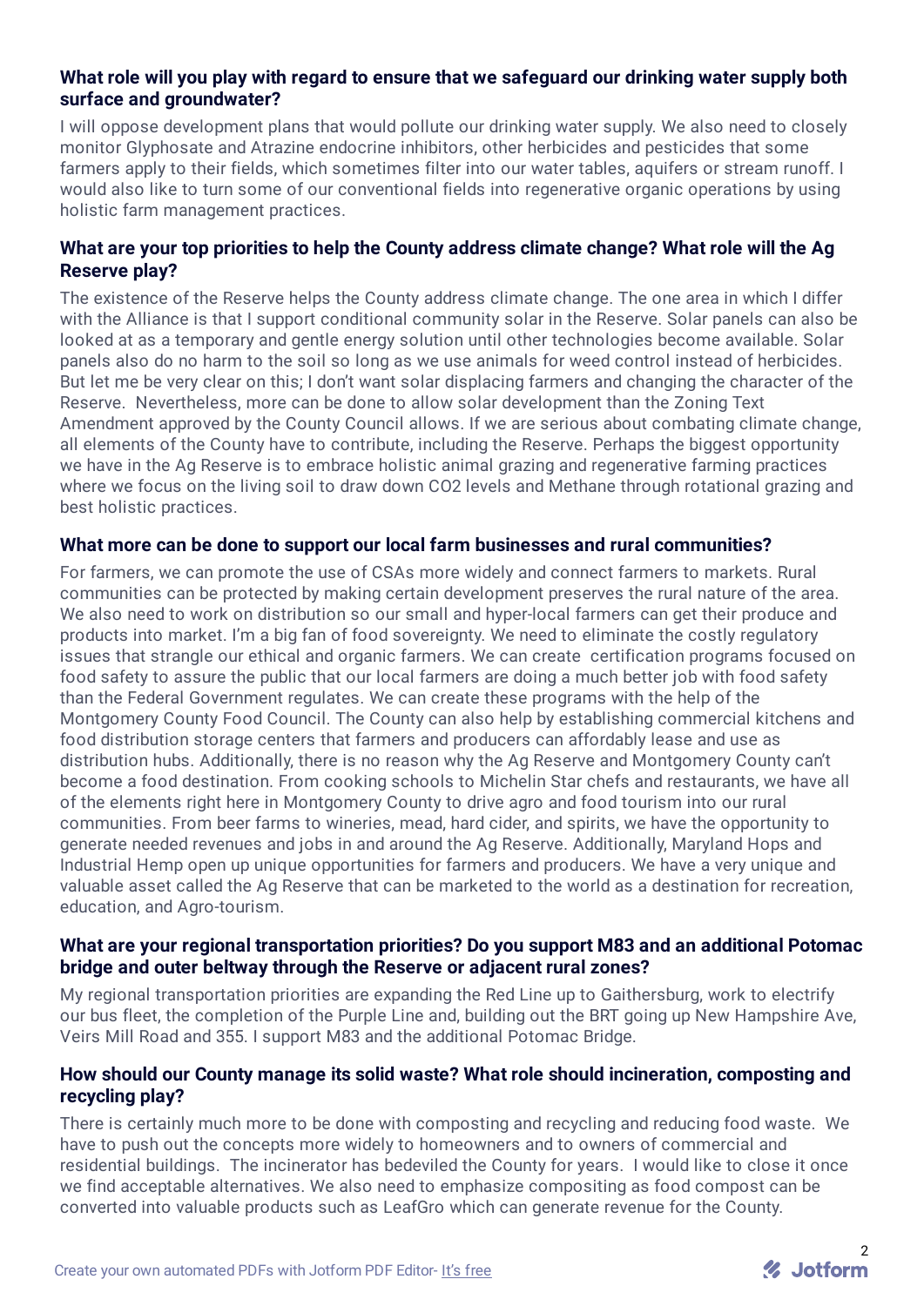**What role will you play with regard to ensure that we safeguard our drinking water supply both surface and groundwater?**

I will oppose development plans that would pollute our drinking water supply. We also need to closely monitor Glyphosate and Atrazine endocrine inhibitors, other herbicides and pesticides that some farmers apply to their fields, which sometimes filter into our water tables, aquifers or stream runoff. I would also like to turn some of our conventional fields into regenerative organic operations by using holistic farm management practices.

**What are your top priorities to help the County address climate change? What role will the Ag Reserve play?**

The existence of the Reserve helps the County address climate change. The one area in which I differ with the Alliance is that I support conditional community solar in the Reserve. Solar panels can also be looked at as a temporary and gentle energy solution until other technologies become available. Solar panels also do no harm to the soil so long as we use animals for weed control instead of herbicides. But let me be very clear on this; I don't want solar displacing farmers and changing the character of the Reserve. Nevertheless, more can be done to allow solar development than the Zoning Text Amendment approved by the County Council allows. If we are serious about combating climate change, all elements of the County have to contribute, including the Reserve. Perhaps the biggest opportunity we have in the Ag Reserve is to embrace holistic animal grazing and regenerative farming practices where we focus on the living soil to draw down CO2 levels and Methane through rotational grazing and best holistic practices.

**What more can be done to support our local farm businesses and rural communities?**

For farmers, we can promote the use of CSAs more widely and connect farmers to markets. Rural communities can be protected by making certain development preserves the rural nature of the area. We also need to work on distribution so our small and hyper-local farmers can get their produce and products into market. I'm a big fan of food sovereignty. We need to eliminate the costly regulatory issues that strangle our ethical and organic farmers. We can create certification programs focused on food safety to assure the public that our local farmers are doing a much better job with food safety than the Federal Government regulates. We can create these programs with the help of the Montgomery County Food Council. The County can also help by establishing commercial kitchens and food distribution storage centers that farmers and producers can affordably lease and use as distribution hubs. Additionally, there is no reason why the Ag Reserve and Montgomery County can't become a food destination. From cooking schools to Michelin Star chefs and restaurants, we have all of the elements right here in Montgomery County to drive agro and food tourism into our rural communities. From beer farms to wineries, mead, hard cider, and spirits, we have the opportunity to generate needed revenues and jobs in and around the Ag Reserve. Additionally, Maryland Hops and Industrial Hemp open up unique opportunities for farmers and producers. We have a very unique and valuable asset called the Ag Reserve that can be marketed to the world as a destination for recreation, education, and Agro-tourism.

**What are your regional transportation priorities? Do you support M83 and an additional Potomac bridge and outer beltway through the Reserve or adjacent rural zones?**

My regional transportation priorities are expanding the Red Line up to Gaithersburg, work to electrify our bus fleet, the completion of the Purple Line and, building out the BRT going up New Hampshire Ave, Veirs Mill Road and 355. I support M83 and the additional Potomac Bridge.

**How should our County manage its solid waste? What role should incineration, composting and recycling play?**

There is certainly much more to be done with composting and recycling and reducing food waste. We have to push out the concepts more widely to homeowners and to owners of commercial and residential buildings. The incinerator has bedeviled the County for years. I would like to close it once we find acceptable alternatives. We also need to emphasize compositing as food compost can be converted into valuable products such as LeafGro which can generate revenue for the County.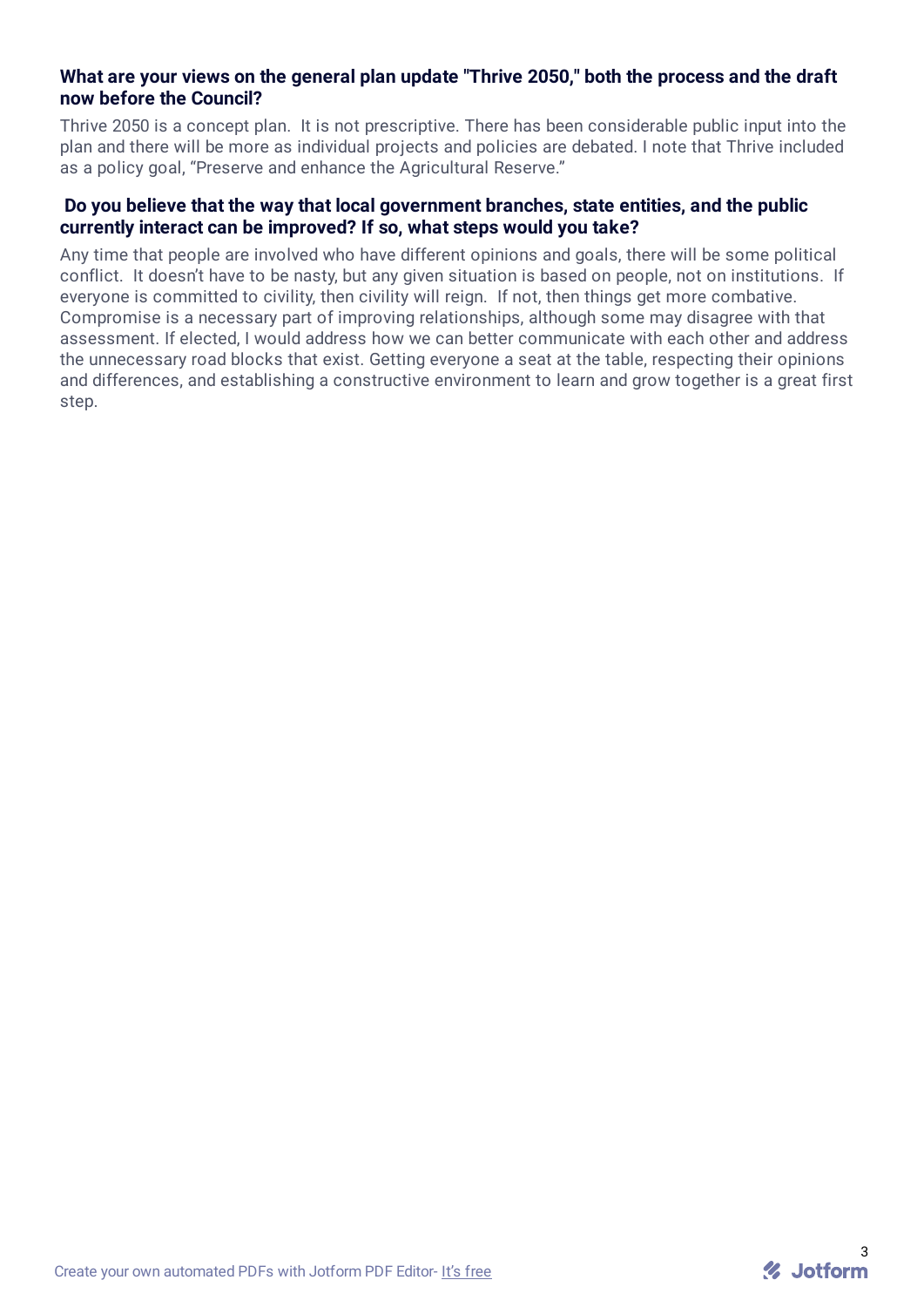**What are your views on the general plan update "Thrive 2050," both the process and the draft now before the Council?**

Thrive 2050 is a concept plan.  It is not prescriptive. There has been considerable public input into the plan and there will be more as individual projects and policies are debated. I note that Thrive included as a policy goal, "Preserve and enhance the Agricultural Reserve."

**Do you believe that the way that local government branches, state entities, and the public currently interact can be improved? If so, what steps would you take?**

Any time that people are involved who have different opinions and goals, there will be some political conflict.  It doesn't have to be nasty, but any given situation is based on people, not on institutions.  If everyone is committed to civility, then civility will reign.  If not, then things get more combative. Compromise is a necessary part of improving relationships, although some may disagree with that assessment. If elected, I would address how we can better communicate with each other and address the unnecessary road blocks that exist. Getting everyone a seat at the table, respecting their opinions and differences, and establishing a constructive environment to learn and grow together is a great first step.